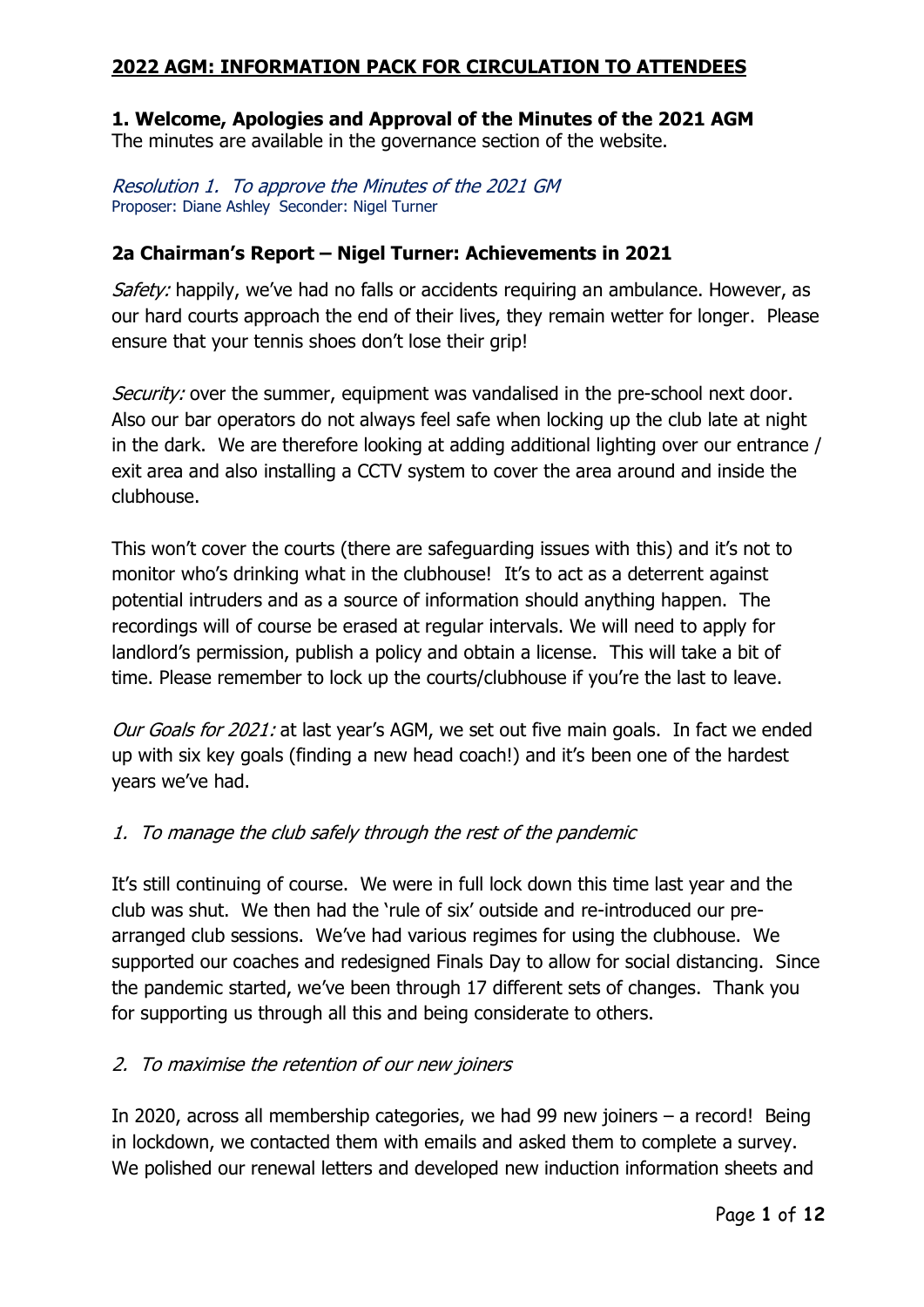## 2022 AGM: INFORMATION PACK FOR CIRCULATION TO ATTENDEES

### 1. Welcome, Apologies and Approval of the Minutes of the 2021 AGM

The minutes are available in the governance section of the website.

*Resolution 1. To approve the Minutes of the 2021 GM*
Proposer: Diane Ashley Seconder: Nigel Turner

### 2a Chairman's Report – Nigel Turner: Achievements in 2021

*Safety:* happily, we've had no falls or accidents requiring an ambulance. However, as our hard courts approach the end of their lives, they remain wetter for longer. Please ensure that your tennis shoes don't lose their grip!

*Security:* over the summer, equipment was vandalised in the pre-school next door. Also our bar operators do not always feel safe when locking up the club late at night in the dark. We are therefore looking at adding additional lighting over our entrance / exit area and also installing a CCTV system to cover the area around and inside the clubhouse.

This won't cover the courts (there are safeguarding issues with this) and it's not to monitor who's drinking what in the clubhouse! It's to act as a deterrent against potential intruders and as a source of information should anything happen. The recordings will of course be erased at regular intervals. We will need to apply for landlord's permission, publish a policy and obtain a license. This will take a bit of time. Please remember to lock up the courts/clubhouse if you're the last to leave.

*Our Goals for 2021:* at last year's AGM, we set out five main goals. In fact we ended up with six key goals (finding a new head coach!) and it's been one of the hardest years we've had.

*1. To manage the club safely through the rest of the pandemic*

It's still continuing of course. We were in full lock down this time last year and the club was shut. We then had the 'rule of six' outside and re-introduced our pre-arranged club sessions. We've had various regimes for using the clubhouse. We supported our coaches and redesigned Finals Day to allow for social distancing. Since the pandemic started, we've been through 17 different sets of changes. Thank you for supporting us through all this and being considerate to others.

*2. To maximise the retention of our new joiners*

In 2020, across all membership categories, we had 99 new joiners – a record! Being in lockdown, we contacted them with emails and asked them to complete a survey. We polished our renewal letters and developed new induction information sheets and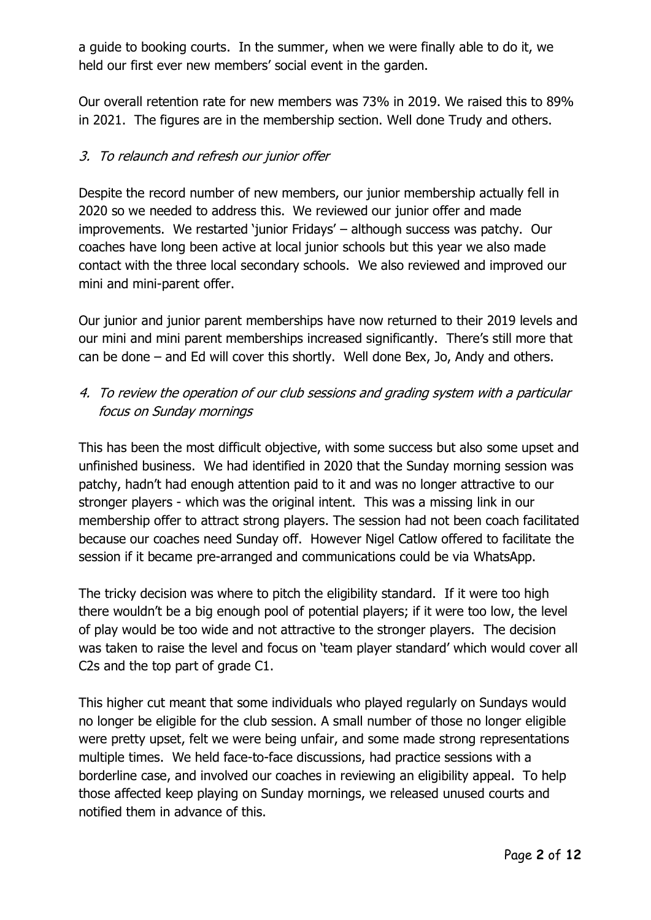a guide to booking courts. In the summer, when we were finally able to do it, we held our first ever new members' social event in the garden.

Our overall retention rate for new members was 73% in 2019. We raised this to 89% in 2021. The figures are in the membership section. Well done Trudy and others.

*3. To relaunch and refresh our junior offer*

Despite the record number of new members, our junior membership actually fell in 2020 so we needed to address this. We reviewed our junior offer and made improvements. We restarted 'junior Fridays' – although success was patchy. Our coaches have long been active at local junior schools but this year we also made contact with the three local secondary schools. We also reviewed and improved our mini and mini-parent offer.

Our junior and junior parent memberships have now returned to their 2019 levels and our mini and mini parent memberships increased significantly. There's still more that can be done – and Ed will cover this shortly. Well done Bex, Jo, Andy and others.

*4. To review the operation of our club sessions and grading system with a particular focus on Sunday mornings*

This has been the most difficult objective, with some success but also some upset and unfinished business. We had identified in 2020 that the Sunday morning session was patchy, hadn't had enough attention paid to it and was no longer attractive to our stronger players - which was the original intent. This was a missing link in our membership offer to attract strong players. The session had not been coach facilitated because our coaches need Sunday off. However Nigel Catlow offered to facilitate the session if it became pre-arranged and communications could be via WhatsApp.

The tricky decision was where to pitch the eligibility standard. If it were too high there wouldn't be a big enough pool of potential players; if it were too low, the level of play would be too wide and not attractive to the stronger players. The decision was taken to raise the level and focus on 'team player standard' which would cover all C2s and the top part of grade C1.

This higher cut meant that some individuals who played regularly on Sundays would no longer be eligible for the club session. A small number of those no longer eligible were pretty upset, felt we were being unfair, and some made strong representations multiple times. We held face-to-face discussions, had practice sessions with a borderline case, and involved our coaches in reviewing an eligibility appeal. To help those affected keep playing on Sunday mornings, we released unused courts and notified them in advance of this.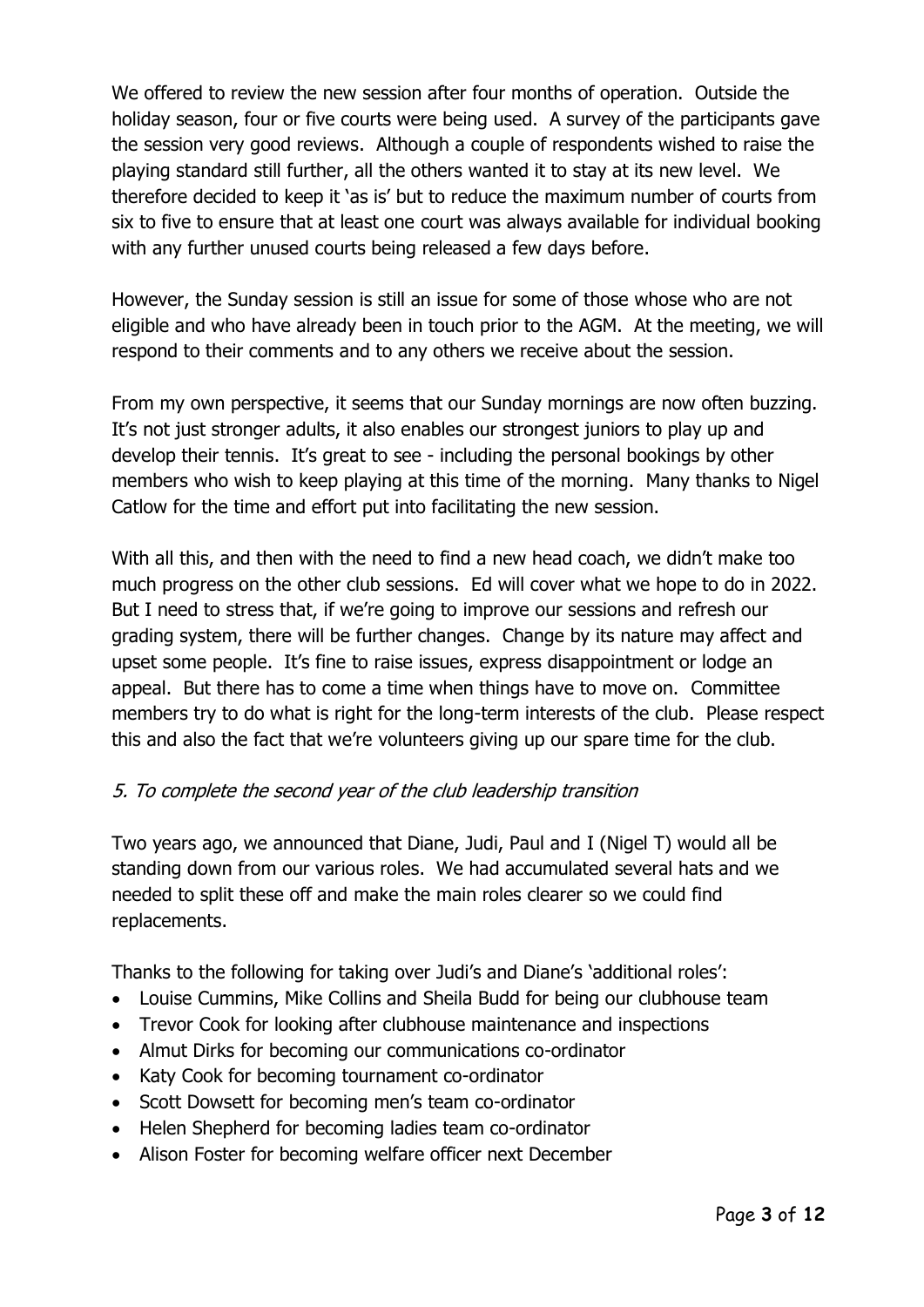We offered to review the new session after four months of operation. Outside the holiday season, four or five courts were being used. A survey of the participants gave the session very good reviews. Although a couple of respondents wished to raise the playing standard still further, all the others wanted it to stay at its new level. We therefore decided to keep it 'as is' but to reduce the maximum number of courts from six to five to ensure that at least one court was always available for individual booking with any further unused courts being released a few days before.

However, the Sunday session is still an issue for some of those whose who are not eligible and who have already been in touch prior to the AGM. At the meeting, we will respond to their comments and to any others we receive about the session.

From my own perspective, it seems that our Sunday mornings are now often buzzing. It's not just stronger adults, it also enables our strongest juniors to play up and develop their tennis. It's great to see - including the personal bookings by other members who wish to keep playing at this time of the morning. Many thanks to Nigel Catlow for the time and effort put into facilitating the new session.

With all this, and then with the need to find a new head coach, we didn't make too much progress on the other club sessions. Ed will cover what we hope to do in 2022. But I need to stress that, if we're going to improve our sessions and refresh our grading system, there will be further changes. Change by its nature may affect and upset some people. It's fine to raise issues, express disappointment or lodge an appeal. But there has to come a time when things have to move on. Committee members try to do what is right for the long-term interests of the club. Please respect this and also the fact that we're volunteers giving up our spare time for the club.

### *5. To complete the second year of the club leadership transition*

Two years ago, we announced that Diane, Judi, Paul and I (Nigel T) would all be standing down from our various roles. We had accumulated several hats and we needed to split these off and make the main roles clearer so we could find replacements.

Thanks to the following for taking over Judi's and Diane's 'additional roles':

- Louise Cummins, Mike Collins and Sheila Budd for being our clubhouse team
- Trevor Cook for looking after clubhouse maintenance and inspections
- Almut Dirks for becoming our communications co-ordinator
- Katy Cook for becoming tournament co-ordinator
- Scott Dowsett for becoming men's team co-ordinator
- Helen Shepherd for becoming ladies team co-ordinator
- Alison Foster for becoming welfare officer next December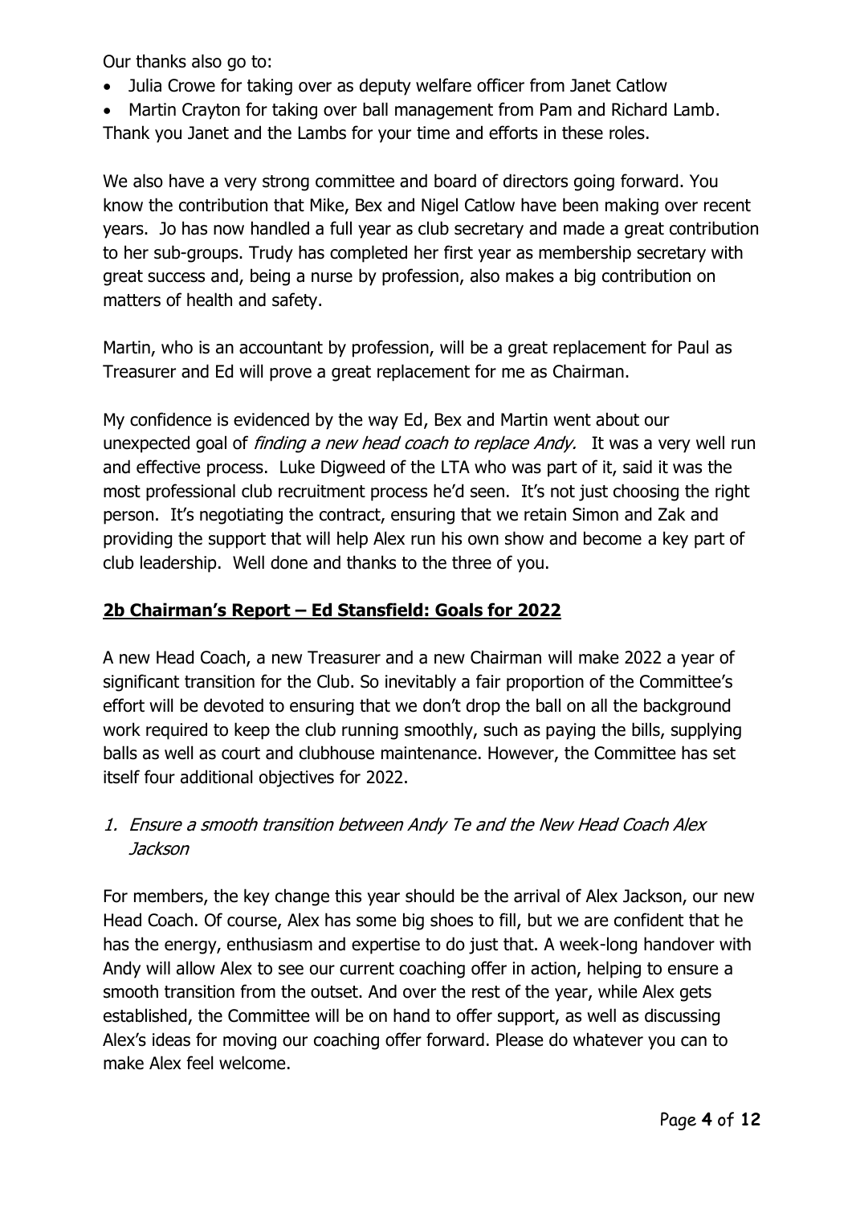Our thanks also go to:

- Julia Crowe for taking over as deputy welfare officer from Janet Catlow
- Martin Crayton for taking over ball management from Pam and Richard Lamb.

Thank you Janet and the Lambs for your time and efforts in these roles.

We also have a very strong committee and board of directors going forward. You know the contribution that Mike, Bex and Nigel Catlow have been making over recent years. Jo has now handled a full year as club secretary and made a great contribution to her sub-groups. Trudy has completed her first year as membership secretary with great success and, being a nurse by profession, also makes a big contribution on matters of health and safety.

Martin, who is an accountant by profession, will be a great replacement for Paul as Treasurer and Ed will prove a great replacement for me as Chairman.

My confidence is evidenced by the way Ed, Bex and Martin went about our unexpected goal of *finding a new head coach to replace Andy.* It was a very well run and effective process. Luke Digweed of the LTA who was part of it, said it was the most professional club recruitment process he'd seen. It's not just choosing the right person. It's negotiating the contract, ensuring that we retain Simon and Zak and providing the support that will help Alex run his own show and become a key part of club leadership. Well done and thanks to the three of you.

## **2b Chairman's Report – Ed Stansfield: Goals for 2022**

A new Head Coach, a new Treasurer and a new Chairman will make 2022 a year of significant transition for the Club. So inevitably a fair proportion of the Committee's effort will be devoted to ensuring that we don't drop the ball on all the background work required to keep the club running smoothly, such as paying the bills, supplying balls as well as court and clubhouse maintenance. However, the Committee has set itself four additional objectives for 2022.

1. *Ensure a smooth transition between Andy Te and the New Head Coach Alex Jackson*

For members, the key change this year should be the arrival of Alex Jackson, our new Head Coach. Of course, Alex has some big shoes to fill, but we are confident that he has the energy, enthusiasm and expertise to do just that. A week-long handover with Andy will allow Alex to see our current coaching offer in action, helping to ensure a smooth transition from the outset. And over the rest of the year, while Alex gets established, the Committee will be on hand to offer support, as well as discussing Alex's ideas for moving our coaching offer forward. Please do whatever you can to make Alex feel welcome.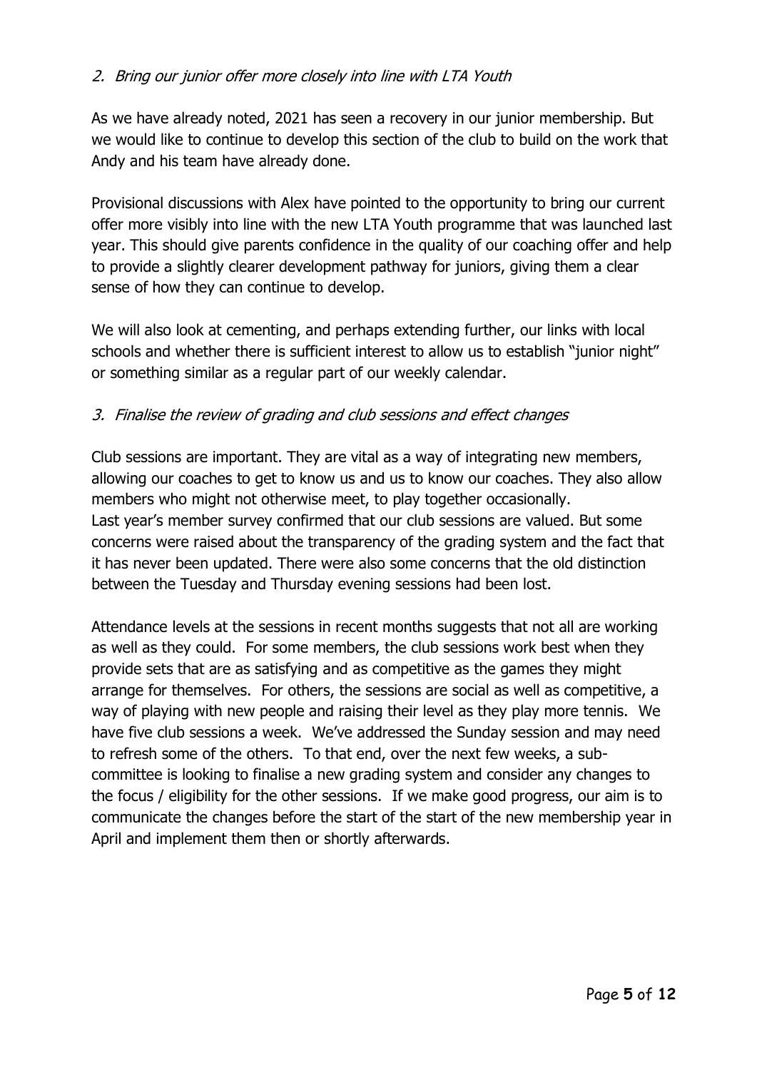## *2. Bring our junior offer more closely into line with LTA Youth*

As we have already noted, 2021 has seen a recovery in our junior membership. But we would like to continue to develop this section of the club to build on the work that Andy and his team have already done.

Provisional discussions with Alex have pointed to the opportunity to bring our current offer more visibly into line with the new LTA Youth programme that was launched last year. This should give parents confidence in the quality of our coaching offer and help to provide a slightly clearer development pathway for juniors, giving them a clear sense of how they can continue to develop.

We will also look at cementing, and perhaps extending further, our links with local schools and whether there is sufficient interest to allow us to establish "junior night" or something similar as a regular part of our weekly calendar.

## *3. Finalise the review of grading and club sessions and effect changes*

Club sessions are important. They are vital as a way of integrating new members, allowing our coaches to get to know us and us to know our coaches. They also allow members who might not otherwise meet, to play together occasionally.
Last year's member survey confirmed that our club sessions are valued. But some concerns were raised about the transparency of the grading system and the fact that it has never been updated. There were also some concerns that the old distinction between the Tuesday and Thursday evening sessions had been lost.

Attendance levels at the sessions in recent months suggests that not all are working as well as they could. For some members, the club sessions work best when they provide sets that are as satisfying and as competitive as the games they might arrange for themselves. For others, the sessions are social as well as competitive, a way of playing with new people and raising their level as they play more tennis. We have five club sessions a week. We've addressed the Sunday session and may need to refresh some of the others. To that end, over the next few weeks, a sub-committee is looking to finalise a new grading system and consider any changes to the focus / eligibility for the other sessions. If we make good progress, our aim is to communicate the changes before the start of the start of the new membership year in April and implement them then or shortly afterwards.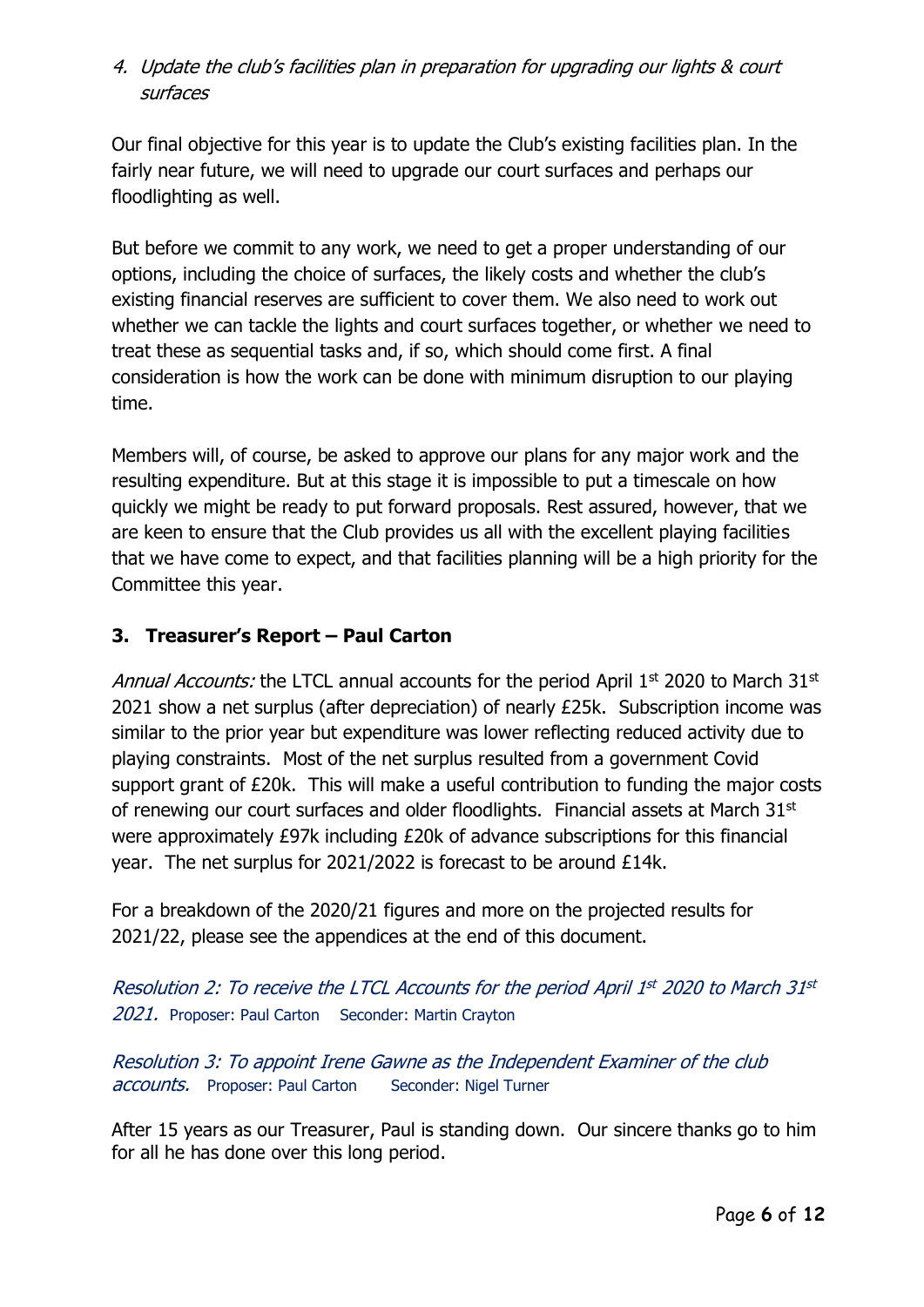4. *Update the club's facilities plan in preparation for upgrading our lights & court surfaces*

Our final objective for this year is to update the Club's existing facilities plan. In the fairly near future, we will need to upgrade our court surfaces and perhaps our floodlighting as well.

But before we commit to any work, we need to get a proper understanding of our options, including the choice of surfaces, the likely costs and whether the club's existing financial reserves are sufficient to cover them. We also need to work out whether we can tackle the lights and court surfaces together, or whether we need to treat these as sequential tasks and, if so, which should come first. A final consideration is how the work can be done with minimum disruption to our playing time.

Members will, of course, be asked to approve our plans for any major work and the resulting expenditure. But at this stage it is impossible to put a timescale on how quickly we might be ready to put forward proposals. Rest assured, however, that we are keen to ensure that the Club provides us all with the excellent playing facilities that we have come to expect, and that facilities planning will be a high priority for the Committee this year.

## 3. Treasurer's Report – Paul Carton

*Annual Accounts:* the LTCL annual accounts for the period April 1st 2020 to March 31st 2021 show a net surplus (after depreciation) of nearly £25k. Subscription income was similar to the prior year but expenditure was lower reflecting reduced activity due to playing constraints. Most of the net surplus resulted from a government Covid support grant of £20k. This will make a useful contribution to funding the major costs of renewing our court surfaces and older floodlights. Financial assets at March 31st were approximately £97k including £20k of advance subscriptions for this financial year. The net surplus for 2021/2022 is forecast to be around £14k.

For a breakdown of the 2020/21 figures and more on the projected results for 2021/22, please see the appendices at the end of this document.

*Resolution 2: To receive the LTCL Accounts for the period April 1st 2020 to March 31st 2021.* Proposer: Paul Carton Seconder: Martin Crayton

*Resolution 3: To appoint Irene Gawne as the Independent Examiner of the club accounts.* Proposer: Paul Carton Seconder: Nigel Turner

After 15 years as our Treasurer, Paul is standing down. Our sincere thanks go to him for all he has done over this long period.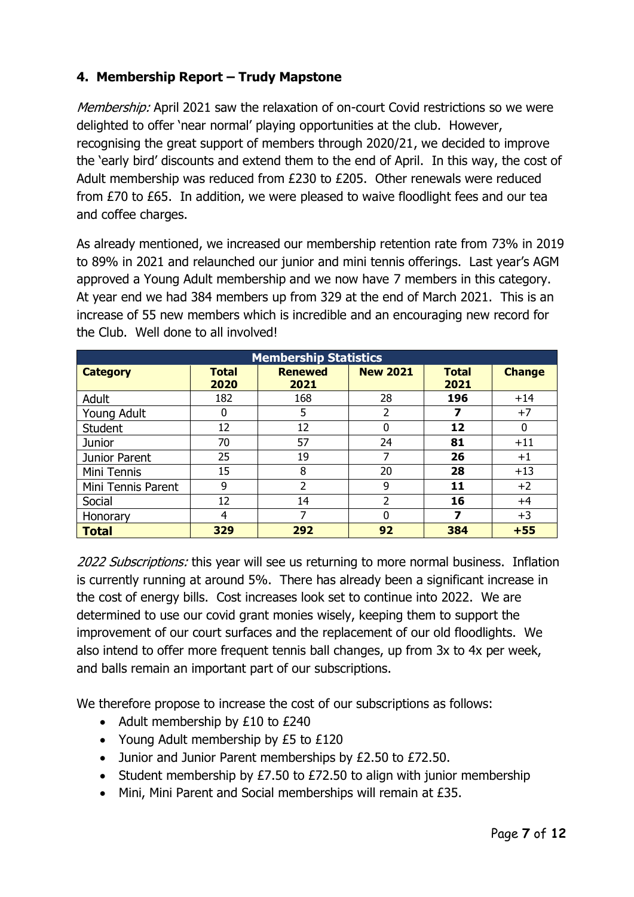## 4. Membership Report – Trudy Mapstone

*Membership:* April 2021 saw the relaxation of on-court Covid restrictions so we were delighted to offer 'near normal' playing opportunities at the club. However, recognising the great support of members through 2020/21, we decided to improve the 'early bird' discounts and extend them to the end of April. In this way, the cost of Adult membership was reduced from £230 to £205. Other renewals were reduced from £70 to £65. In addition, we were pleased to waive floodlight fees and our tea and coffee charges.

As already mentioned, we increased our membership retention rate from 73% in 2019 to 89% in 2021 and relaunched our junior and mini tennis offerings. Last year's AGM approved a Young Adult membership and we now have 7 members in this category. At year end we had 384 members up from 329 at the end of March 2021. This is an increase of 55 new members which is incredible and an encouraging new record for the Club. Well done to all involved!

| Membership Statistics | | | | | |
|---|---|---|---|---|---|
| **Category** | **Total 2020** | **Renewed 2021** | **New 2021** | **Total 2021** | **Change** |
| Adult | 182 | 168 | 28 | **196** | +14 |
| Young Adult | 0 | 5 | 2 | **7** | +7 |
| Student | 12 | 12 | 0 | **12** | 0 |
| Junior | 70 | 57 | 24 | **81** | +11 |
| Junior Parent | 25 | 19 | 7 | **26** | +1 |
| Mini Tennis | 15 | 8 | 20 | **28** | +13 |
| Mini Tennis Parent | 9 | 2 | 9 | **11** | +2 |
| Social | 12 | 14 | 2 | **16** | +4 |
| Honorary | 4 | 7 | 0 | **7** | +3 |
| **Total** | **329** | **292** | **92** | **384** | **+55** |

*2022 Subscriptions:* this year will see us returning to more normal business. Inflation is currently running at around 5%. There has already been a significant increase in the cost of energy bills. Cost increases look set to continue into 2022. We are determined to use our covid grant monies wisely, keeping them to support the improvement of our court surfaces and the replacement of our old floodlights. We also intend to offer more frequent tennis ball changes, up from 3x to 4x per week, and balls remain an important part of our subscriptions.

We therefore propose to increase the cost of our subscriptions as follows:

- Adult membership by £10 to £240
- Young Adult membership by £5 to £120
- Junior and Junior Parent memberships by £2.50 to £72.50.
- Student membership by £7.50 to £72.50 to align with junior membership
- Mini, Mini Parent and Social memberships will remain at £35.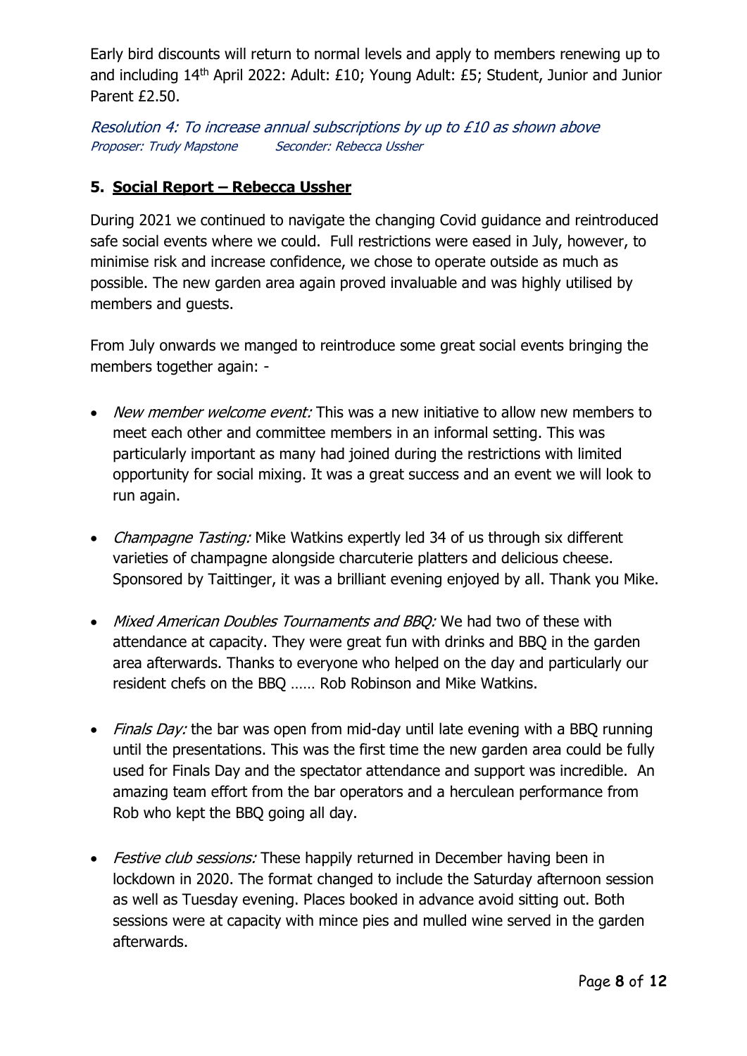Early bird discounts will return to normal levels and apply to members renewing up to and including 14th April 2022: Adult: £10; Young Adult: £5; Student, Junior and Junior Parent £2.50.

*Resolution 4: To increase annual subscriptions by up to £10 as shown above*
*Proposer: Trudy Mapstone        Seconder: Rebecca Ussher*

## 5. Social Report – Rebecca Ussher

During 2021 we continued to navigate the changing Covid guidance and reintroduced safe social events where we could. Full restrictions were eased in July, however, to minimise risk and increase confidence, we chose to operate outside as much as possible. The new garden area again proved invaluable and was highly utilised by members and guests.

From July onwards we manged to reintroduce some great social events bringing the members together again: -

- *New member welcome event:* This was a new initiative to allow new members to meet each other and committee members in an informal setting. This was particularly important as many had joined during the restrictions with limited opportunity for social mixing. It was a great success and an event we will look to run again.

- *Champagne Tasting:* Mike Watkins expertly led 34 of us through six different varieties of champagne alongside charcuterie platters and delicious cheese. Sponsored by Taittinger, it was a brilliant evening enjoyed by all. Thank you Mike.

- *Mixed American Doubles Tournaments and BBQ:* We had two of these with attendance at capacity. They were great fun with drinks and BBQ in the garden area afterwards. Thanks to everyone who helped on the day and particularly our resident chefs on the BBQ …… Rob Robinson and Mike Watkins.

- *Finals Day:* the bar was open from mid-day until late evening with a BBQ running until the presentations. This was the first time the new garden area could be fully used for Finals Day and the spectator attendance and support was incredible. An amazing team effort from the bar operators and a herculean performance from Rob who kept the BBQ going all day.

- *Festive club sessions:* These happily returned in December having been in lockdown in 2020. The format changed to include the Saturday afternoon session as well as Tuesday evening. Places booked in advance avoid sitting out. Both sessions were at capacity with mince pies and mulled wine served in the garden afterwards.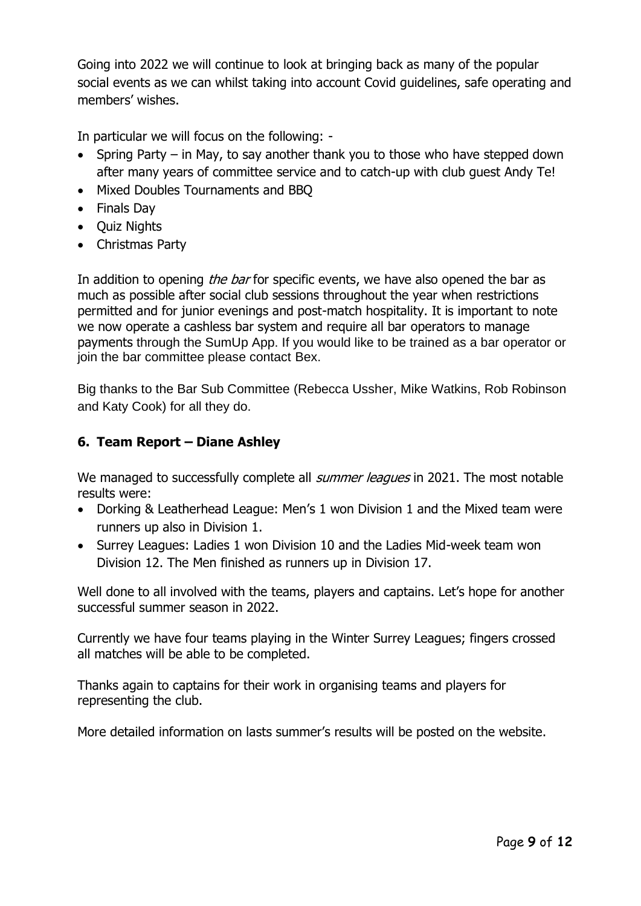Going into 2022 we will continue to look at bringing back as many of the popular social events as we can whilst taking into account Covid guidelines, safe operating and members' wishes.

In particular we will focus on the following: -

- Spring Party – in May, to say another thank you to those who have stepped down after many years of committee service and to catch-up with club guest Andy Te!
- Mixed Doubles Tournaments and BBQ
- Finals Day
- Quiz Nights
- Christmas Party

In addition to opening *the bar* for specific events, we have also opened the bar as much as possible after social club sessions throughout the year when restrictions permitted and for junior evenings and post-match hospitality. It is important to note we now operate a cashless bar system and require all bar operators to manage payments through the SumUp App. If you would like to be trained as a bar operator or join the bar committee please contact Bex.

Big thanks to the Bar Sub Committee (Rebecca Ussher, Mike Watkins, Rob Robinson and Katy Cook) for all they do.

## 6. Team Report – Diane Ashley

We managed to successfully complete all *summer leagues* in 2021. The most notable results were:

- Dorking & Leatherhead League: Men's 1 won Division 1 and the Mixed team were runners up also in Division 1.
- Surrey Leagues: Ladies 1 won Division 10 and the Ladies Mid-week team won Division 12. The Men finished as runners up in Division 17.

Well done to all involved with the teams, players and captains. Let's hope for another successful summer season in 2022.

Currently we have four teams playing in the Winter Surrey Leagues; fingers crossed all matches will be able to be completed.

Thanks again to captains for their work in organising teams and players for representing the club.

More detailed information on lasts summer's results will be posted on the website.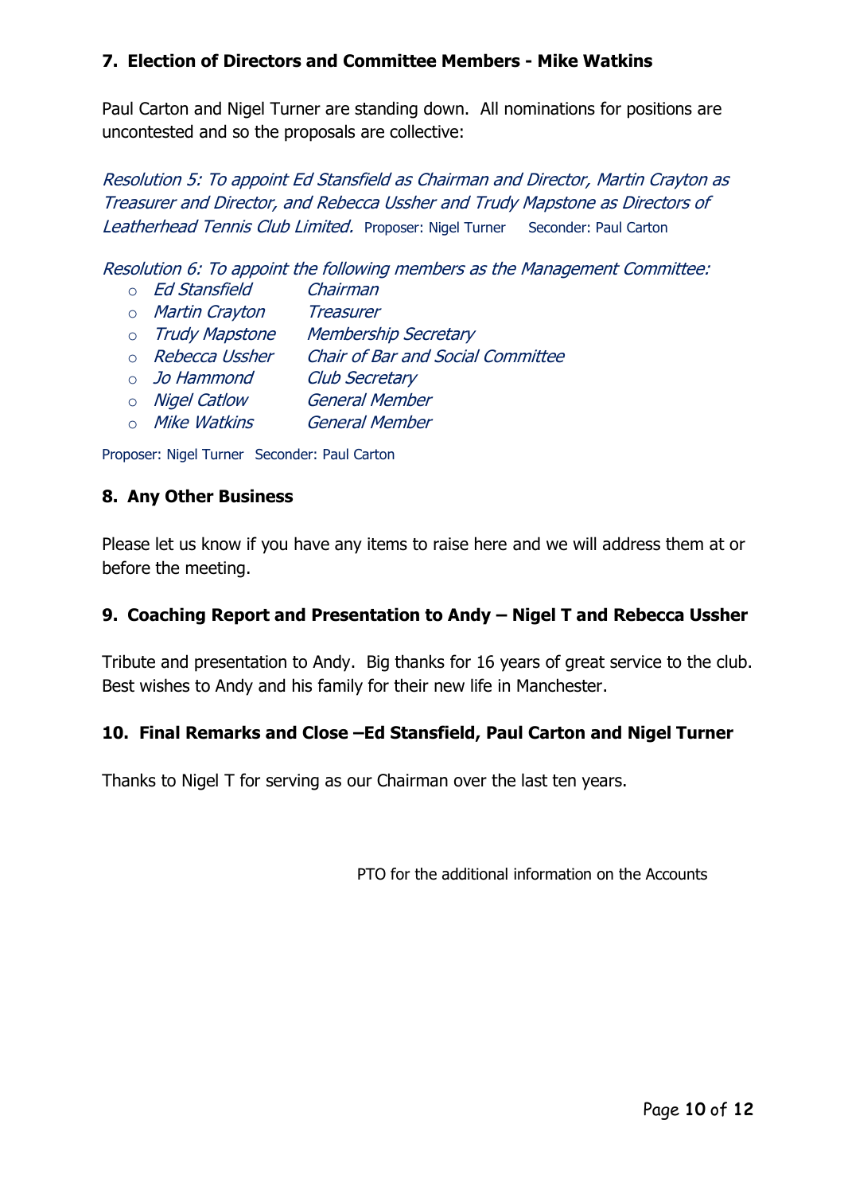## 7. Election of Directors and Committee Members - Mike Watkins

Paul Carton and Nigel Turner are standing down. All nominations for positions are uncontested and so the proposals are collective:

*Resolution 5: To appoint Ed Stansfield as Chairman and Director, Martin Crayton as Treasurer and Director, and Rebecca Ussher and Trudy Mapstone as Directors of Leatherhead Tennis Club Limited.* Proposer: Nigel Turner Seconder: Paul Carton

*Resolution 6: To appoint the following members as the Management Committee:*

- *Ed Stansfield* — *Chairman*
- *Martin Crayton* — *Treasurer*
- *Trudy Mapstone* — *Membership Secretary*
- *Rebecca Ussher* — *Chair of Bar and Social Committee*
- *Jo Hammond* — *Club Secretary*
- *Nigel Catlow* — *General Member*
- *Mike Watkins* — *General Member*

Proposer: Nigel Turner Seconder: Paul Carton

## 8. Any Other Business

Please let us know if you have any items to raise here and we will address them at or before the meeting.

## 9. Coaching Report and Presentation to Andy – Nigel T and Rebecca Ussher

Tribute and presentation to Andy. Big thanks for 16 years of great service to the club. Best wishes to Andy and his family for their new life in Manchester.

## 10. Final Remarks and Close –Ed Stansfield, Paul Carton and Nigel Turner

Thanks to Nigel T for serving as our Chairman over the last ten years.

PTO for the additional information on the Accounts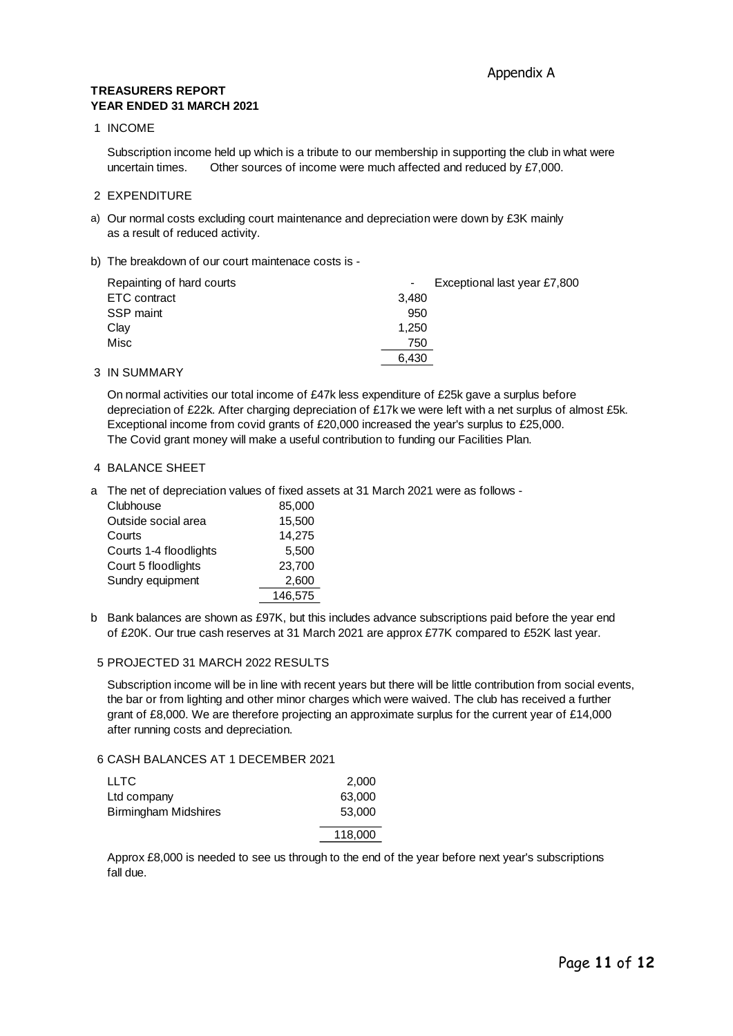Appendix A

**TREASURERS REPORT**
**YEAR ENDED 31 MARCH 2021**

1 INCOME

Subscription income held up which is a tribute to our membership in supporting the club in what were uncertain times. Other sources of income were much affected and reduced by £7,000.

2 EXPENDITURE

a) Our normal costs excluding court maintenance and depreciation were down by £3K mainly as a result of reduced activity.

b) The breakdown of our court maintenace costs is -

| | | |
|---|---|---|
| Repainting of hard courts | - | Exceptional last year £7,800 |
| ETC contract | 3,480 | |
| SSP maint | 950 | |
| Clay | 1,250 | |
| Misc | 750 | |
| | 6,430 | |

3 IN SUMMARY

On normal activities our total income of £47k less expenditure of £25k gave a surplus before depreciation of £22k. After charging depreciation of £17k we were left with a net surplus of almost £5k. Exceptional income from covid grants of £20,000 increased the year's surplus to £25,000. The Covid grant money will make a useful contribution to funding our Facilities Plan.

4 BALANCE SHEET

a The net of depreciation values of fixed assets at 31 March 2021 were as follows -

| | |
|---|---|
| Clubhouse | 85,000 |
| Outside social area | 15,500 |
| Courts | 14,275 |
| Courts 1-4 floodlights | 5,500 |
| Court 5 floodlights | 23,700 |
| Sundry equipment | 2,600 |
| | 146,575 |

b Bank balances are shown as £97K, but this includes advance subscriptions paid before the year end of £20K. Our true cash reserves at 31 March 2021 are approx £77K compared to £52K last year.

5 PROJECTED 31 MARCH 2022 RESULTS

Subscription income will be in line with recent years but there will be little contribution from social events, the bar or from lighting and other minor charges which were waived. The club has received a further grant of £8,000. We are therefore projecting an approximate surplus for the current year of £14,000 after running costs and depreciation.

6 CASH BALANCES AT 1 DECEMBER 2021

| | |
|---|---|
| LLTC | 2,000 |
| Ltd company | 63,000 |
| Birmingham Midshires | 53,000 |
| | 118,000 |

Approx £8,000 is needed to see us through to the end of the year before next year's subscriptions fall due.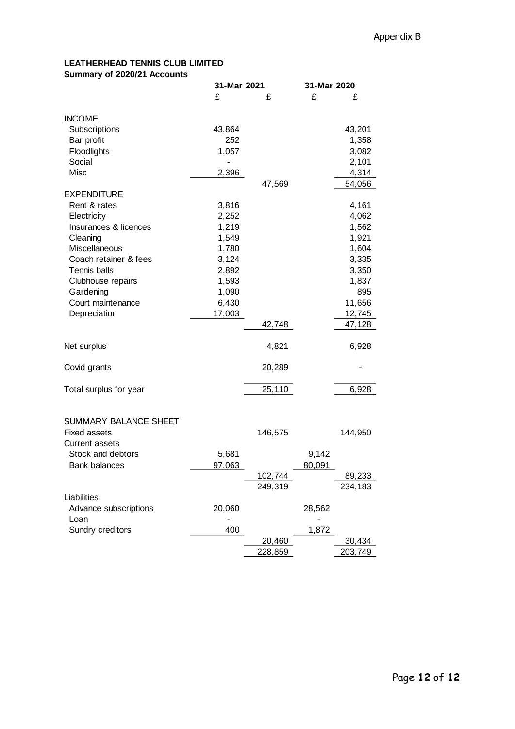Appendix B

**LEATHERHEAD TENNIS CLUB LIMITED**
**Summary of 2020/21 Accounts**

| | 31-Mar 2021 | | 31-Mar 2020 | |
|---|---|---|---|---|
| | £ | £ | £ | £ |
| INCOME | | | | |
| Subscriptions | 43,864 | | | 43,201 |
| Bar profit | 252 | | | 1,358 |
| Floodlights | 1,057 | | | 3,082 |
| Social | - | | | 2,101 |
| Misc | 2,396 | | | 4,314 |
| | | 47,569 | | 54,056 |
| EXPENDITURE | | | | |
| Rent & rates | 3,816 | | | 4,161 |
| Electricity | 2,252 | | | 4,062 |
| Insurances & licences | 1,219 | | | 1,562 |
| Cleaning | 1,549 | | | 1,921 |
| Miscellaneous | 1,780 | | | 1,604 |
| Coach retainer & fees | 3,124 | | | 3,335 |
| Tennis balls | 2,892 | | | 3,350 |
| Clubhouse repairs | 1,593 | | | 1,837 |
| Gardening | 1,090 | | | 895 |
| Court maintenance | 6,430 | | | 11,656 |
| Depreciation | 17,003 | | | 12,745 |
| | | 42,748 | | 47,128 |
| Net surplus | | 4,821 | | 6,928 |
| Covid grants | | 20,289 | | - |
| Total surplus for year | | 25,110 | | 6,928 |
| SUMMARY BALANCE SHEET | | | | |
| Fixed assets | | 146,575 | | 144,950 |
| Current assets | | | | |
| Stock and debtors | 5,681 | | 9,142 | |
| Bank balances | 97,063 | | 80,091 | |
| | | 102,744 | | 89,233 |
| | | 249,319 | | 234,183 |
| Liabilities | | | | |
| Advance subscriptions | 20,060 | | 28,562 | |
| Loan | - | | - | |
| Sundry creditors | 400 | | 1,872 | |
| | | 20,460 | | 30,434 |
| | | 228,859 | | 203,749 |